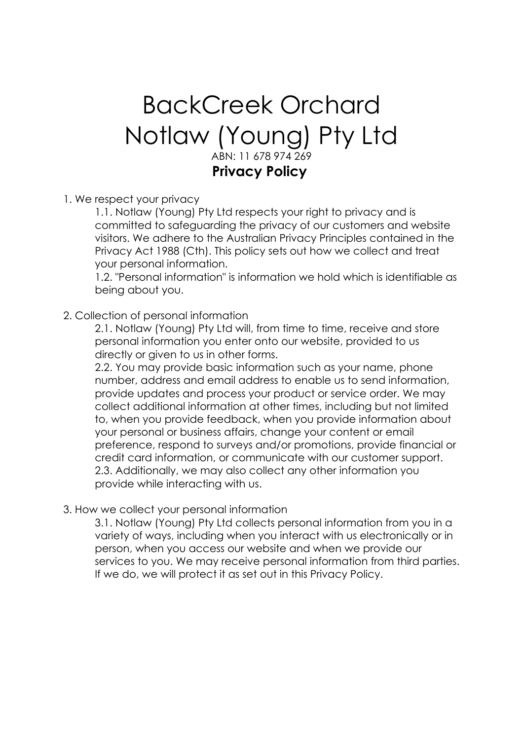# BackCreek Orchard
# Notlaw (Young) Pty Ltd

ABN: 11 678 974 269

## Privacy Policy

1. We respect your privacy

   1.1. Notlaw (Young) Pty Ltd respects your right to privacy and is committed to safeguarding the privacy of our customers and website visitors. We adhere to the Australian Privacy Principles contained in the Privacy Act 1988 (Cth). This policy sets out how we collect and treat your personal information.

   1.2. "Personal information" is information we hold which is identifiable as being about you.

2. Collection of personal information

   2.1. Notlaw (Young) Pty Ltd will, from time to time, receive and store personal information you enter onto our website, provided to us directly or given to us in other forms.

   2.2. You may provide basic information such as your name, phone number, address and email address to enable us to send information, provide updates and process your product or service order. We may collect additional information at other times, including but not limited to, when you provide feedback, when you provide information about your personal or business affairs, change your content or email preference, respond to surveys and/or promotions, provide financial or credit card information, or communicate with our customer support.

   2.3. Additionally, we may also collect any other information you provide while interacting with us.

3. How we collect your personal information

   3.1. Notlaw (Young) Pty Ltd collects personal information from you in a variety of ways, including when you interact with us electronically or in person, when you access our website and when we provide our services to you. We may receive personal information from third parties. If we do, we will protect it as set out in this Privacy Policy.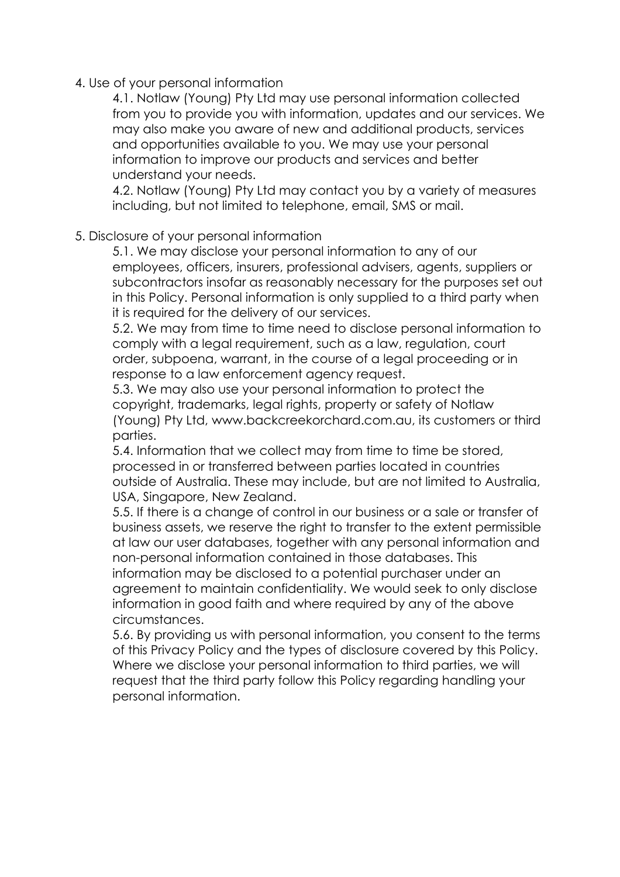4. Use of your personal information

   4.1. Notlaw (Young) Pty Ltd may use personal information collected from you to provide you with information, updates and our services. We may also make you aware of new and additional products, services and opportunities available to you. We may use your personal information to improve our products and services and better understand your needs.

   4.2. Notlaw (Young) Pty Ltd may contact you by a variety of measures including, but not limited to telephone, email, SMS or mail.

5. Disclosure of your personal information

   5.1. We may disclose your personal information to any of our employees, officers, insurers, professional advisers, agents, suppliers or subcontractors insofar as reasonably necessary for the purposes set out in this Policy. Personal information is only supplied to a third party when it is required for the delivery of our services.

   5.2. We may from time to time need to disclose personal information to comply with a legal requirement, such as a law, regulation, court order, subpoena, warrant, in the course of a legal proceeding or in response to a law enforcement agency request.

   5.3. We may also use your personal information to protect the copyright, trademarks, legal rights, property or safety of Notlaw (Young) Pty Ltd, www.backcreekorchard.com.au, its customers or third parties.

   5.4. Information that we collect may from time to time be stored, processed in or transferred between parties located in countries outside of Australia. These may include, but are not limited to Australia, USA, Singapore, New Zealand.

   5.5. If there is a change of control in our business or a sale or transfer of business assets, we reserve the right to transfer to the extent permissible at law our user databases, together with any personal information and non-personal information contained in those databases. This information may be disclosed to a potential purchaser under an agreement to maintain confidentiality. We would seek to only disclose information in good faith and where required by any of the above circumstances.

   5.6. By providing us with personal information, you consent to the terms of this Privacy Policy and the types of disclosure covered by this Policy. Where we disclose your personal information to third parties, we will request that the third party follow this Policy regarding handling your personal information.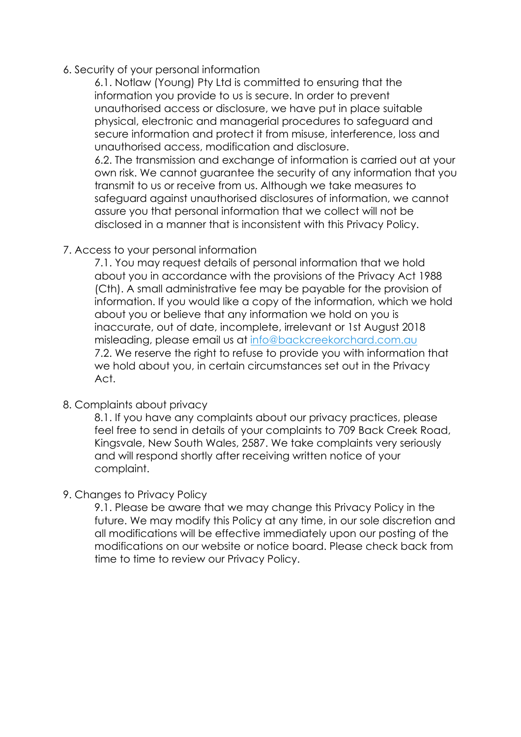6. Security of your personal information

   6.1. Notlaw (Young) Pty Ltd is committed to ensuring that the information you provide to us is secure. In order to prevent unauthorised access or disclosure, we have put in place suitable physical, electronic and managerial procedures to safeguard and secure information and protect it from misuse, interference, loss and unauthorised access, modification and disclosure.

   6.2. The transmission and exchange of information is carried out at your own risk. We cannot guarantee the security of any information that you transmit to us or receive from us. Although we take measures to safeguard against unauthorised disclosures of information, we cannot assure you that personal information that we collect will not be disclosed in a manner that is inconsistent with this Privacy Policy.

7. Access to your personal information

   7.1. You may request details of personal information that we hold about you in accordance with the provisions of the Privacy Act 1988 (Cth). A small administrative fee may be payable for the provision of information. If you would like a copy of the information, which we hold about you or believe that any information we hold on you is inaccurate, out of date, incomplete, irrelevant or 1st August 2018 misleading, please email us at info@backcreekorchard.com.au

   7.2. We reserve the right to refuse to provide you with information that we hold about you, in certain circumstances set out in the Privacy Act.

8. Complaints about privacy

   8.1. If you have any complaints about our privacy practices, please feel free to send in details of your complaints to 709 Back Creek Road, Kingsvale, New South Wales, 2587. We take complaints very seriously and will respond shortly after receiving written notice of your complaint.

9. Changes to Privacy Policy

   9.1. Please be aware that we may change this Privacy Policy in the future. We may modify this Policy at any time, in our sole discretion and all modifications will be effective immediately upon our posting of the modifications on our website or notice board. Please check back from time to time to review our Privacy Policy.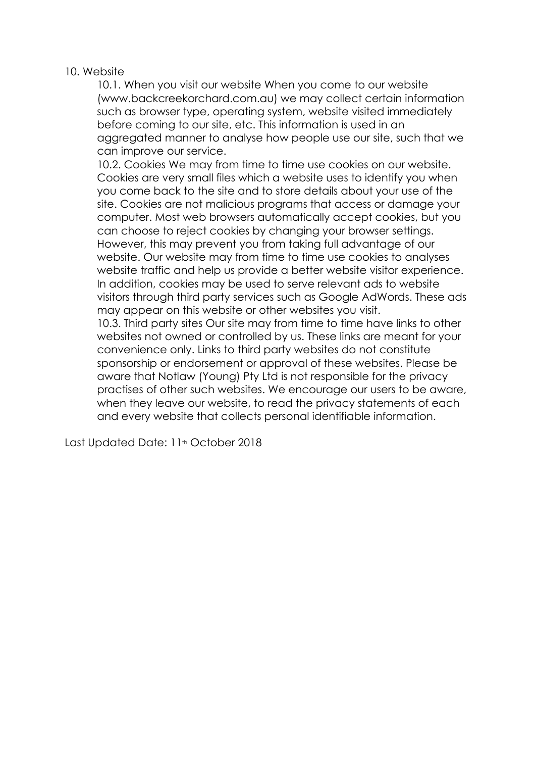## 10. Website

10.1. When you visit our website When you come to our website (www.backcreekorchard.com.au) we may collect certain information such as browser type, operating system, website visited immediately before coming to our site, etc. This information is used in an aggregated manner to analyse how people use our site, such that we can improve our service.

10.2. Cookies We may from time to time use cookies on our website. Cookies are very small files which a website uses to identify you when you come back to the site and to store details about your use of the site. Cookies are not malicious programs that access or damage your computer. Most web browsers automatically accept cookies, but you can choose to reject cookies by changing your browser settings. However, this may prevent you from taking full advantage of our website. Our website may from time to time use cookies to analyses website traffic and help us provide a better website visitor experience. In addition, cookies may be used to serve relevant ads to website visitors through third party services such as Google AdWords. These ads may appear on this website or other websites you visit.

10.3. Third party sites Our site may from time to time have links to other websites not owned or controlled by us. These links are meant for your convenience only. Links to third party websites do not constitute sponsorship or endorsement or approval of these websites. Please be aware that Notlaw (Young) Pty Ltd is not responsible for the privacy practises of other such websites. We encourage our users to be aware, when they leave our website, to read the privacy statements of each and every website that collects personal identifiable information.

Last Updated Date: 11th October 2018